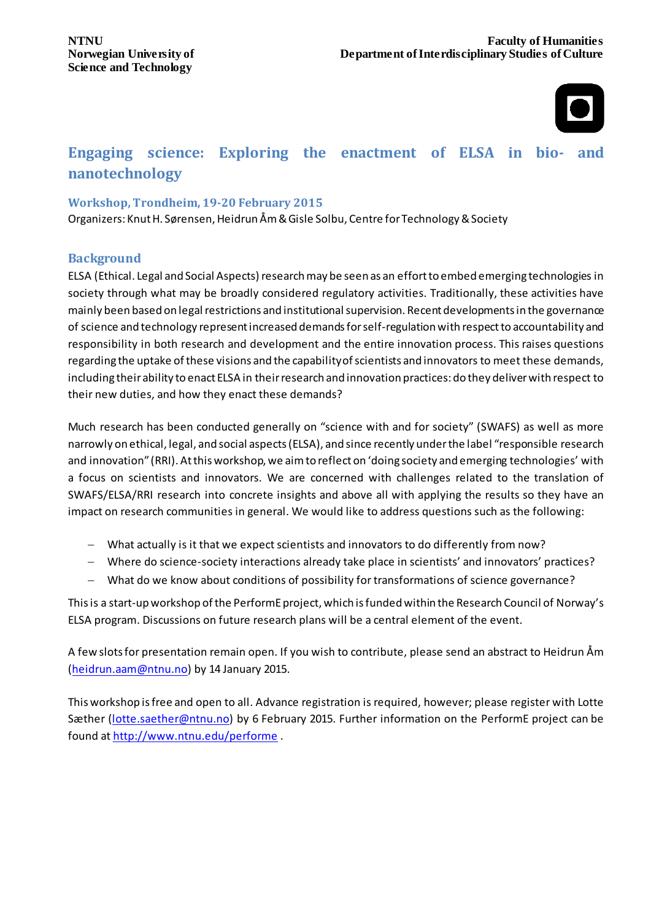**NTNU**
**Norwegian University of Science and Technology**

**Faculty of Humanities**
**Department of Interdisciplinary Studies of Culture**

# Engaging science: Exploring the enactment of ELSA in bio- and nanotechnology

### Workshop, Trondheim, 19-20 February 2015

Organizers: Knut H. Sørensen, Heidrun Åm & Gisle Solbu, Centre for Technology & Society

### Background

ELSA (Ethical. Legal and Social Aspects) research may be seen as an effort to embed emerging technologies in society through what may be broadly considered regulatory activities. Traditionally, these activities have mainly been based on legal restrictions and institutional supervision. Recent developments in the governance of science and technology represent increased demands for self-regulation with respect to accountability and responsibility in both research and development and the entire innovation process. This raises questions regarding the uptake of these visions and the capability of scientists and innovators to meet these demands, including their ability to enact ELSA in their research and innovation practices: do they deliver with respect to their new duties, and how they enact these demands?

Much research has been conducted generally on "science with and for society" (SWAFS) as well as more narrowly on ethical, legal, and social aspects (ELSA), and since recently under the label "responsible research and innovation" (RRI). At this workshop, we aim to reflect on 'doing society and emerging technologies' with a focus on scientists and innovators. We are concerned with challenges related to the translation of SWAFS/ELSA/RRI research into concrete insights and above all with applying the results so they have an impact on research communities in general. We would like to address questions such as the following:

- What actually is it that we expect scientists and innovators to do differently from now?
- Where do science-society interactions already take place in scientists' and innovators' practices?
- What do we know about conditions of possibility for transformations of science governance?

This is a start-up workshop of the PerformE project, which is funded within the Research Council of Norway's ELSA program. Discussions on future research plans will be a central element of the event.

A few slots for presentation remain open. If you wish to contribute, please send an abstract to Heidrun Åm (heidrun.aam@ntnu.no) by 14 January 2015.

This workshop is free and open to all. Advance registration is required, however; please register with Lotte Sæther (lotte.saether@ntnu.no) by 6 February 2015. Further information on the PerformE project can be found at http://www.ntnu.edu/performe .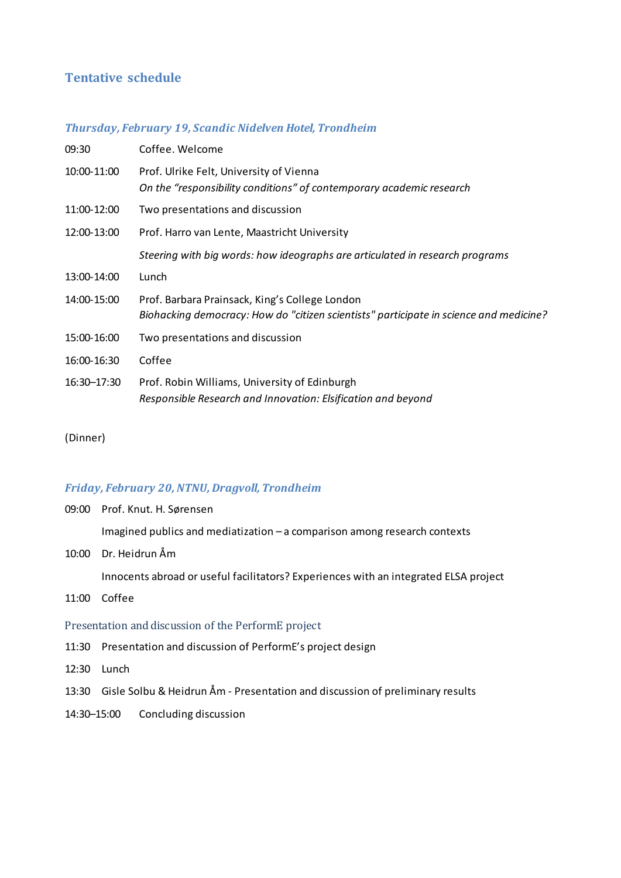## Tentative schedule

### *Thursday, February 19, Scandic Nidelven Hotel, Trondheim*

| | |
|---|---|
| 09:30 | Coffee. Welcome |
| 10:00-11:00 | Prof. Ulrike Felt, University of Vienna<br>*On the "responsibility conditions" of contemporary academic research* |
| 11:00-12:00 | Two presentations and discussion |
| 12:00-13:00 | Prof. Harro van Lente, Maastricht University<br>*Steering with big words: how ideographs are articulated in research programs* |
| 13:00-14:00 | Lunch |
| 14:00-15:00 | Prof. Barbara Prainsack, King's College London<br>*Biohacking democracy: How do "citizen scientists" participate in science and medicine?* |
| 15:00-16:00 | Two presentations and discussion |
| 16:00-16:30 | Coffee |
| 16:30–17:30 | Prof. Robin Williams, University of Edinburgh<br>*Responsible Research and Innovation: Elsification and beyond* |

(Dinner)

### *Friday, February 20, NTNU, Dragvoll, Trondheim*

| | |
|---|---|
| 09:00 | Prof. Knut. H. Sørensen<br>Imagined publics and mediatization – a comparison among research contexts |
| 10:00 | Dr. Heidrun Åm<br>Innocents abroad or useful facilitators? Experiences with an integrated ELSA project |
| 11:00 | Coffee |

#### Presentation and discussion of the PerformE project

| | |
|---|---|
| 11:30 | Presentation and discussion of PerformE's project design |
| 12:30 | Lunch |
| 13:30 | Gisle Solbu & Heidrun Åm - Presentation and discussion of preliminary results |
| 14:30–15:00 | Concluding discussion |